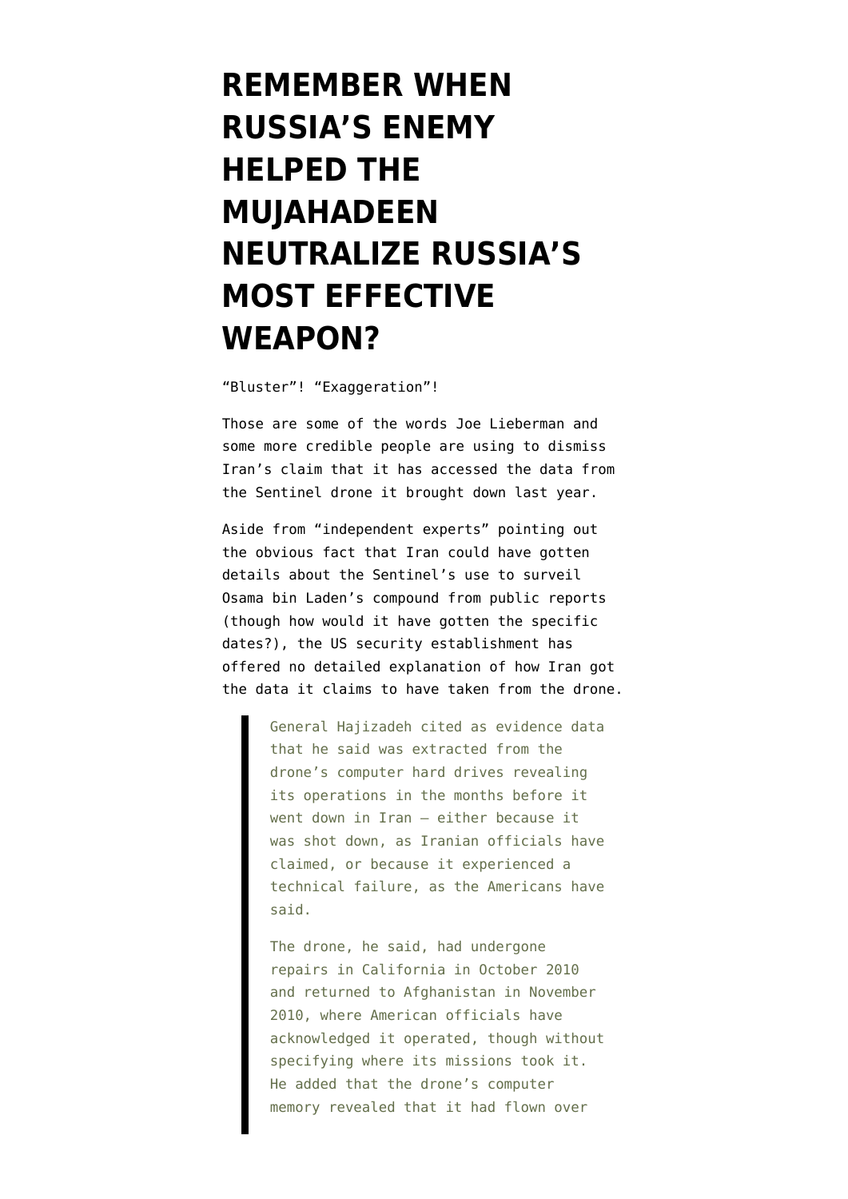# REMEMBER WHEN RUSSIA'S ENEMY HELPED THE MUJAHADEEN NEUTRALIZE RUSSIA'S MOST EFFECTIVE WEAPON?

"Bluster"! "Exaggeration"!

Those are some of the words Joe Lieberman and some more credible people are using to dismiss Iran's claim that it has accessed the data from the Sentinel drone it brought down last year.

Aside from "independent experts" pointing out the obvious fact that Iran could have gotten details about the Sentinel's use to surveil Osama bin Laden's compound from public reports (though how would it have gotten the specific dates?), the US security establishment has offered no detailed explanation of how Iran got the data it claims to have taken from the drone.

> General Hajizadeh cited as evidence data that he said was extracted from the drone's computer hard drives revealing its operations in the months before it went down in Iran — either because it was shot down, as Iranian officials have claimed, or because it experienced a technical failure, as the Americans have said.
>
> The drone, he said, had undergone repairs in California in October 2010 and returned to Afghanistan in November 2010, where American officials have acknowledged it operated, though without specifying where its missions took it. He added that the drone's computer memory revealed that it had flown over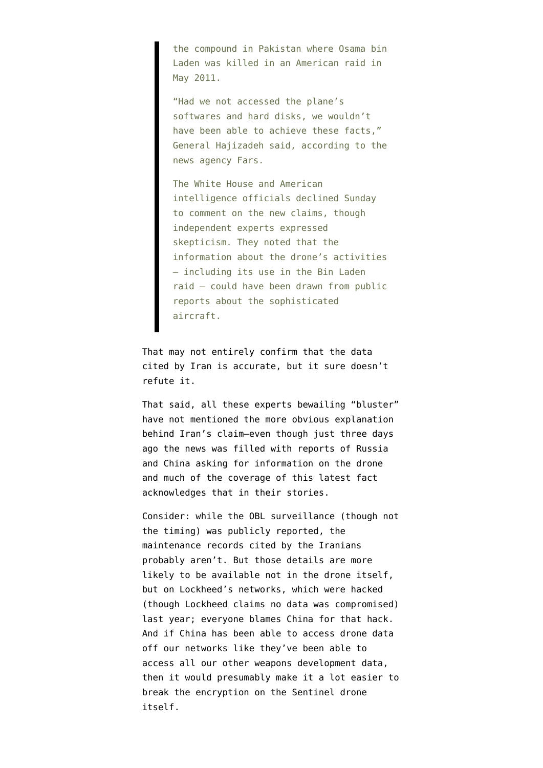> the compound in Pakistan where Osama bin Laden was killed in an American raid in May 2011.
>
> "Had we not accessed the plane's softwares and hard disks, we wouldn't have been able to achieve these facts," General Hajizadeh said, according to the news agency Fars.
>
> The White House and American intelligence officials declined Sunday to comment on the new claims, though independent experts expressed skepticism. They noted that the information about the drone's activities — including its use in the Bin Laden raid — could have been drawn from public reports about the sophisticated aircraft.

That may not entirely confirm that the data cited by Iran is accurate, but it sure doesn't refute it.

That said, all these experts bewailing "bluster" have not mentioned the more obvious explanation behind Iran's claim—even though just three days ago the news was filled with reports of Russia and China asking for information on the drone and much of the coverage of this latest fact acknowledges that in their stories.

Consider: while the OBL surveillance (though not the timing) was publicly reported, the maintenance records cited by the Iranians probably aren't. But those details are more likely to be available not in the drone itself, but on Lockheed's networks, which were hacked (though Lockheed claims no data was compromised) last year; everyone blames China for that hack. And if China has been able to access drone data off our networks like they've been able to access all our other weapons development data, then it would presumably make it a lot easier to break the encryption on the Sentinel drone itself.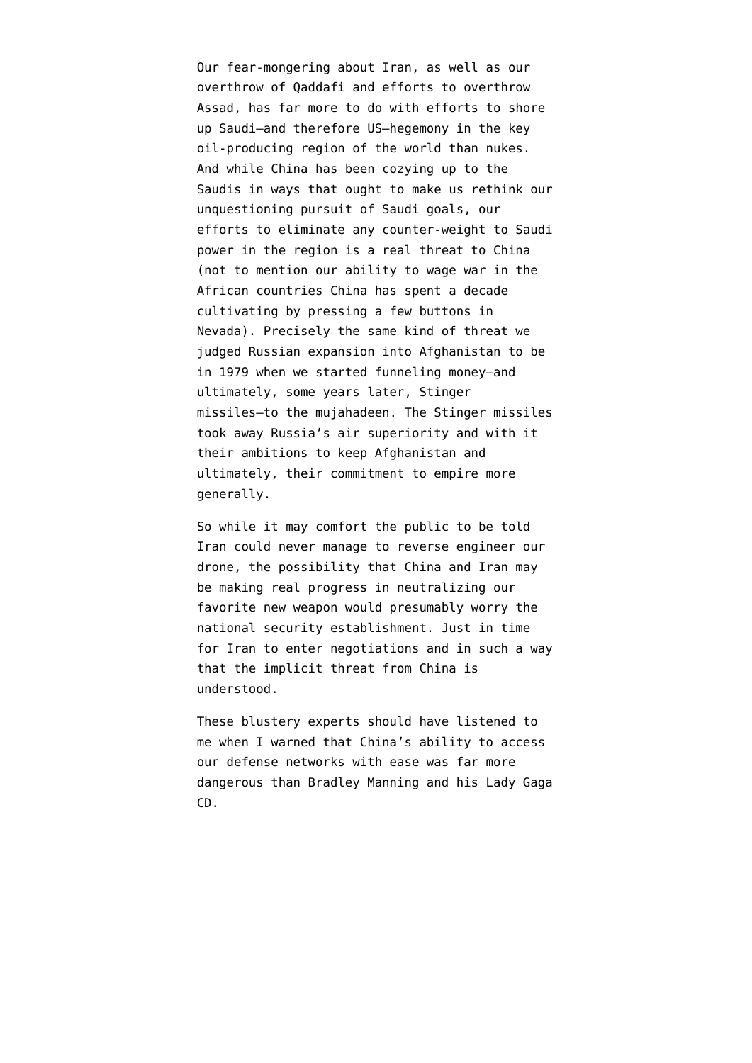Our fear-mongering about Iran, as well as our overthrow of Qaddafi and efforts to overthrow Assad, has far more to do with efforts to shore up Saudi—and therefore US—hegemony in the key oil-producing region of the world than nukes. And while China has been cozying up to the Saudis in ways that ought to make us rethink our unquestioning pursuit of Saudi goals, our efforts to eliminate any counter-weight to Saudi power in the region is a real threat to China (not to mention our ability to wage war in the African countries China has spent a decade cultivating by pressing a few buttons in Nevada). Precisely the same kind of threat we judged Russian expansion into Afghanistan to be in 1979 when we started funneling money—and ultimately, some years later, Stinger missiles—to the mujahadeen. The Stinger missiles took away Russia's air superiority and with it their ambitions to keep Afghanistan and ultimately, their commitment to empire more generally.

So while it may comfort the public to be told Iran could never manage to reverse engineer our drone, the possibility that China and Iran may be making real progress in neutralizing our favorite new weapon would presumably worry the national security establishment. Just in time for Iran to enter negotiations and in such a way that the implicit threat from China is understood.

These blustery experts should have listened to me when I warned that China's ability to access our defense networks with ease was far more dangerous than Bradley Manning and his Lady Gaga CD.